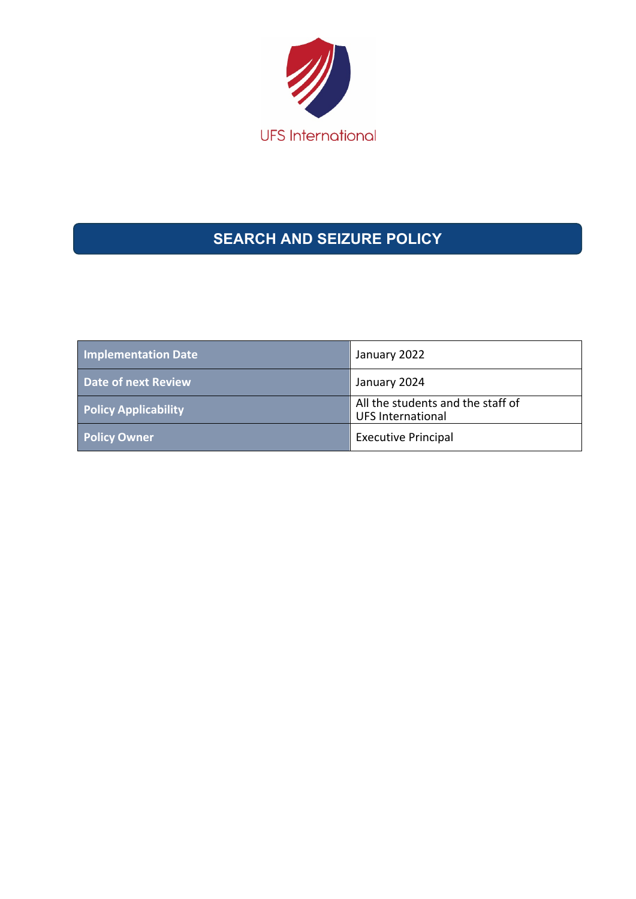UFS International

# SEARCH AND SEIZURE POLICY

| | |
|---|---|
| **Implementation Date** | January 2022 |
| **Date of next Review** | January 2024 |
| **Policy Applicability** | All the students and the staff of UFS International |
| **Policy Owner** | Executive Principal |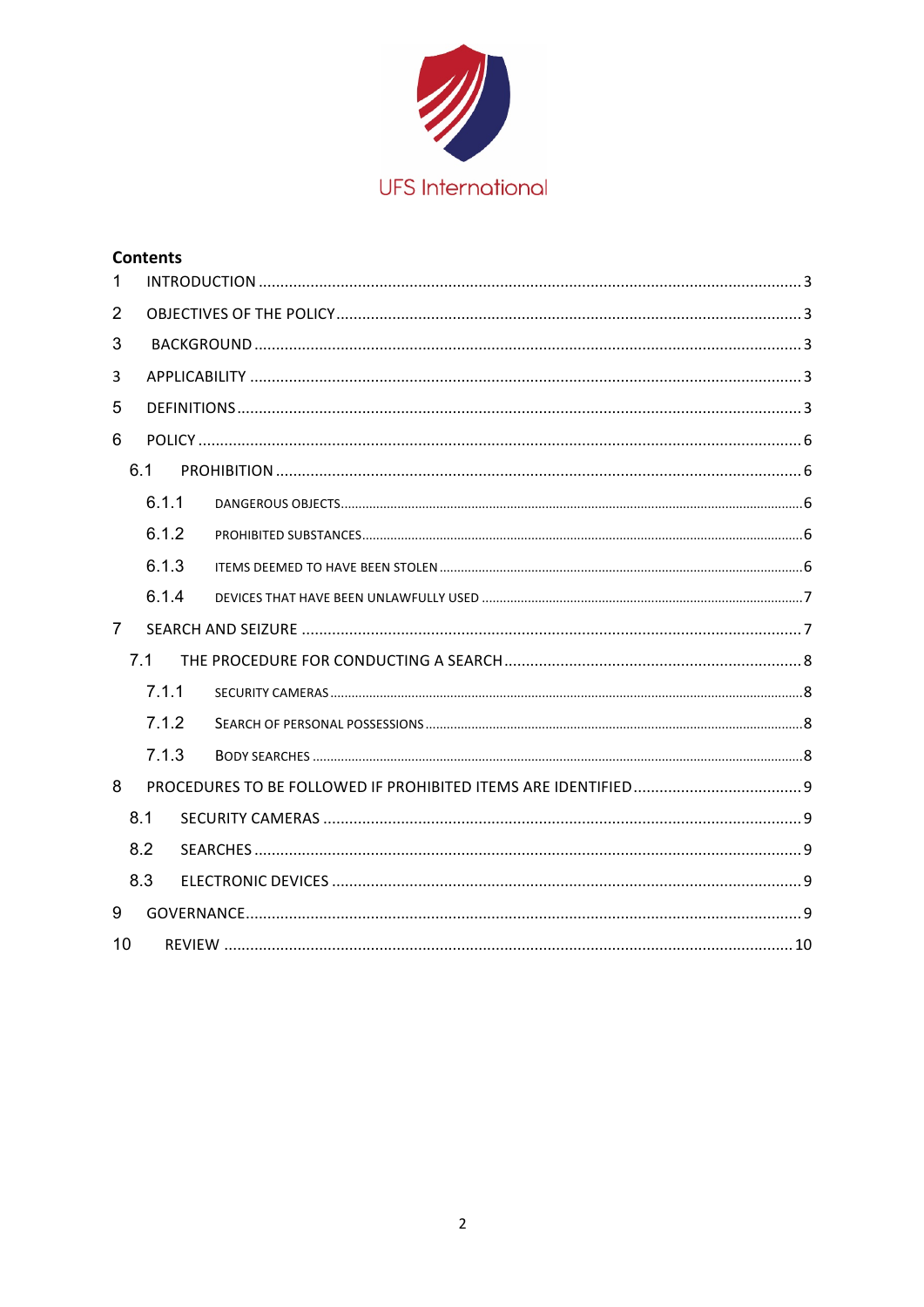UFS International

**Contents**

1 INTRODUCTION ........ 3

2 OBJECTIVES OF THE POLICY ........ 3

3 BACKGROUND ........ 3

3 APPLICABILITY ........ 3

5 DEFINITIONS ........ 3

6 POLICY ........ 6

- 6.1 PROHIBITION ........ 6
  - 6.1.1 DANGEROUS OBJECTS ........ 6
  - 6.1.2 PROHIBITED SUBSTANCES ........ 6
  - 6.1.3 ITEMS DEEMED TO HAVE BEEN STOLEN ........ 6
  - 6.1.4 DEVICES THAT HAVE BEEN UNLAWFULLY USED ........ 7

7 SEARCH AND SEIZURE ........ 7

- 7.1 THE PROCEDURE FOR CONDUCTING A SEARCH ........ 8
  - 7.1.1 SECURITY CAMERAS ........ 8
  - 7.1.2 SEARCH OF PERSONAL POSSESSIONS ........ 8
  - 7.1.3 BODY SEARCHES ........ 8

8 PROCEDURES TO BE FOLLOWED IF PROHIBITED ITEMS ARE IDENTIFIED ........ 9

- 8.1 SECURITY CAMERAS ........ 9
- 8.2 SEARCHES ........ 9
- 8.3 ELECTRONIC DEVICES ........ 9

9 GOVERNANCE ........ 9

10 REVIEW ........ 10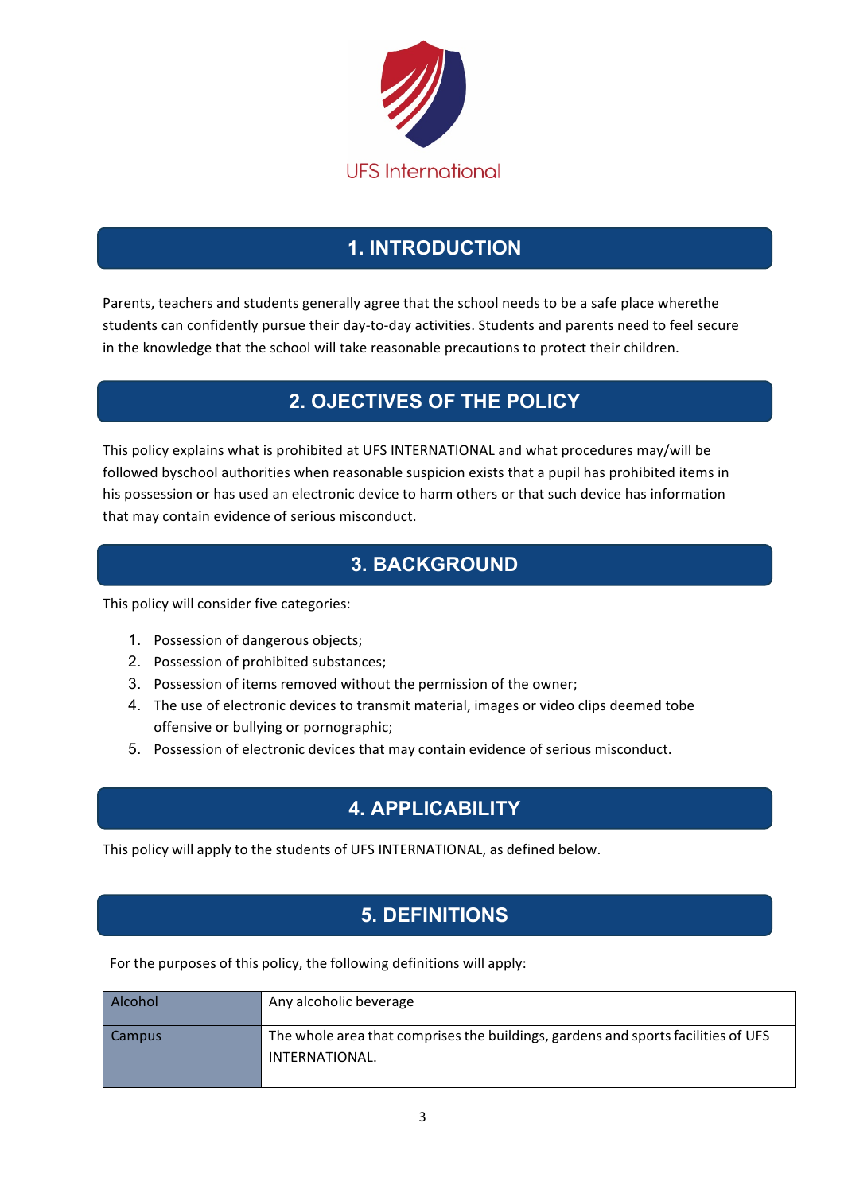UFS International

## 1. INTRODUCTION

Parents, teachers and students generally agree that the school needs to be a safe place wherethe students can confidently pursue their day-to-day activities. Students and parents need to feel secure in the knowledge that the school will take reasonable precautions to protect their children.

## 2. OJECTIVES OF THE POLICY

This policy explains what is prohibited at UFS INTERNATIONAL and what procedures may/will be followed byschool authorities when reasonable suspicion exists that a pupil has prohibited items in his possession or has used an electronic device to harm others or that such device has information that may contain evidence of serious misconduct.

## 3. BACKGROUND

This policy will consider five categories:

1. Possession of dangerous objects;
2. Possession of prohibited substances;
3. Possession of items removed without the permission of the owner;
4. The use of electronic devices to transmit material, images or video clips deemed tobe offensive or bullying or pornographic;
5. Possession of electronic devices that may contain evidence of serious misconduct.

## 4. APPLICABILITY

This policy will apply to the students of UFS INTERNATIONAL, as defined below.

## 5. DEFINITIONS

For the purposes of this policy, the following definitions will apply:

| | |
|---|---|
| Alcohol | Any alcoholic beverage |
| Campus | The whole area that comprises the buildings, gardens and sports facilities of UFS INTERNATIONAL. |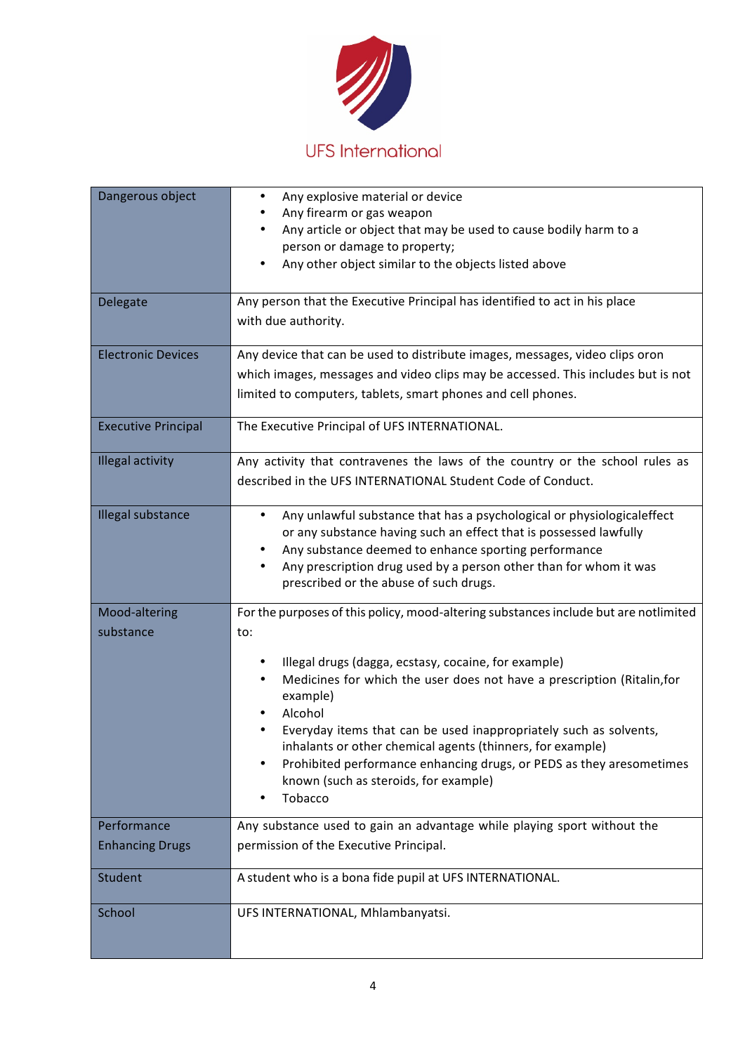UFS International

| | |
|---|---|
| Dangerous object | • Any explosive material or device<br>• Any firearm or gas weapon<br>• Any article or object that may be used to cause bodily harm to a person or damage to property;<br>• Any other object similar to the objects listed above |
| Delegate | Any person that the Executive Principal has identified to act in his place with due authority. |
| Electronic Devices | Any device that can be used to distribute images, messages, video clips oron which images, messages and video clips may be accessed. This includes but is not limited to computers, tablets, smart phones and cell phones. |
| Executive Principal | The Executive Principal of UFS INTERNATIONAL. |
| Illegal activity | Any activity that contravenes the laws of the country or the school rules as described in the UFS INTERNATIONAL Student Code of Conduct. |
| Illegal substance | • Any unlawful substance that has a psychological or physiologicaleffect or any substance having such an effect that is possessed lawfully<br>• Any substance deemed to enhance sporting performance<br>• Any prescription drug used by a person other than for whom it was prescribed or the abuse of such drugs. |
| Mood-altering substance | For the purposes of this policy, mood-altering substances include but are notlimited to:<br><br>• Illegal drugs (dagga, ecstasy, cocaine, for example)<br>• Medicines for which the user does not have a prescription (Ritalin,for example)<br>• Alcohol<br>• Everyday items that can be used inappropriately such as solvents, inhalants or other chemical agents (thinners, for example)<br>• Prohibited performance enhancing drugs, or PEDS as they aresometimes known (such as steroids, for example)<br>• Tobacco |
| Performance Enhancing Drugs | Any substance used to gain an advantage while playing sport without the permission of the Executive Principal. |
| Student | A student who is a bona fide pupil at UFS INTERNATIONAL. |
| School | UFS INTERNATIONAL, Mhlambanyatsi. |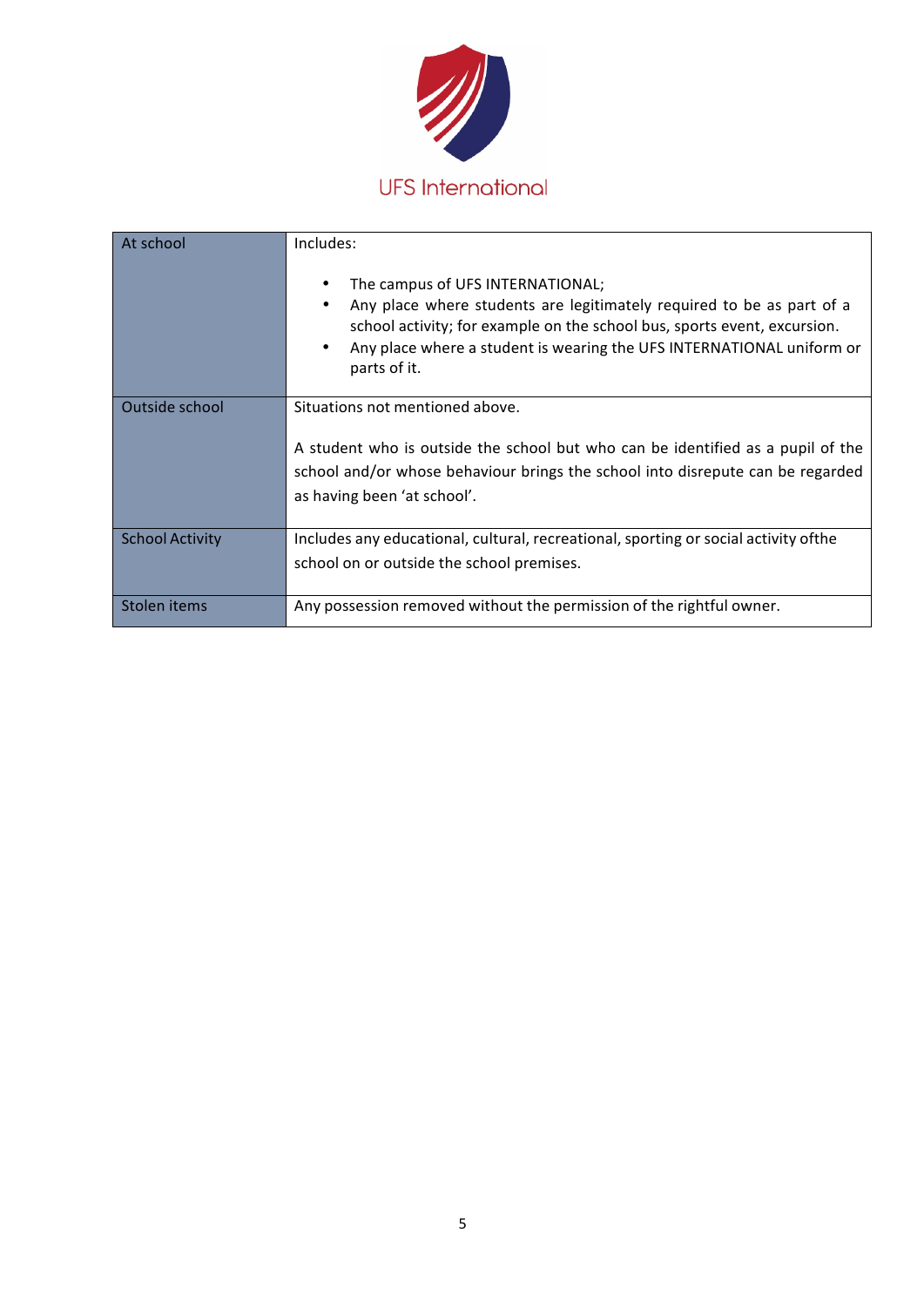UFS International

| At school | Includes:<br><br>• The campus of UFS INTERNATIONAL;<br>• Any place where students are legitimately required to be as part of a school activity; for example on the school bus, sports event, excursion.<br>• Any place where a student is wearing the UFS INTERNATIONAL uniform or parts of it. |
|---|---|
| Outside school | Situations not mentioned above.<br><br>A student who is outside the school but who can be identified as a pupil of the school and/or whose behaviour brings the school into disrepute can be regarded as having been 'at school'. |
| School Activity | Includes any educational, cultural, recreational, sporting or social activity ofthe school on or outside the school premises. |
| Stolen items | Any possession removed without the permission of the rightful owner. |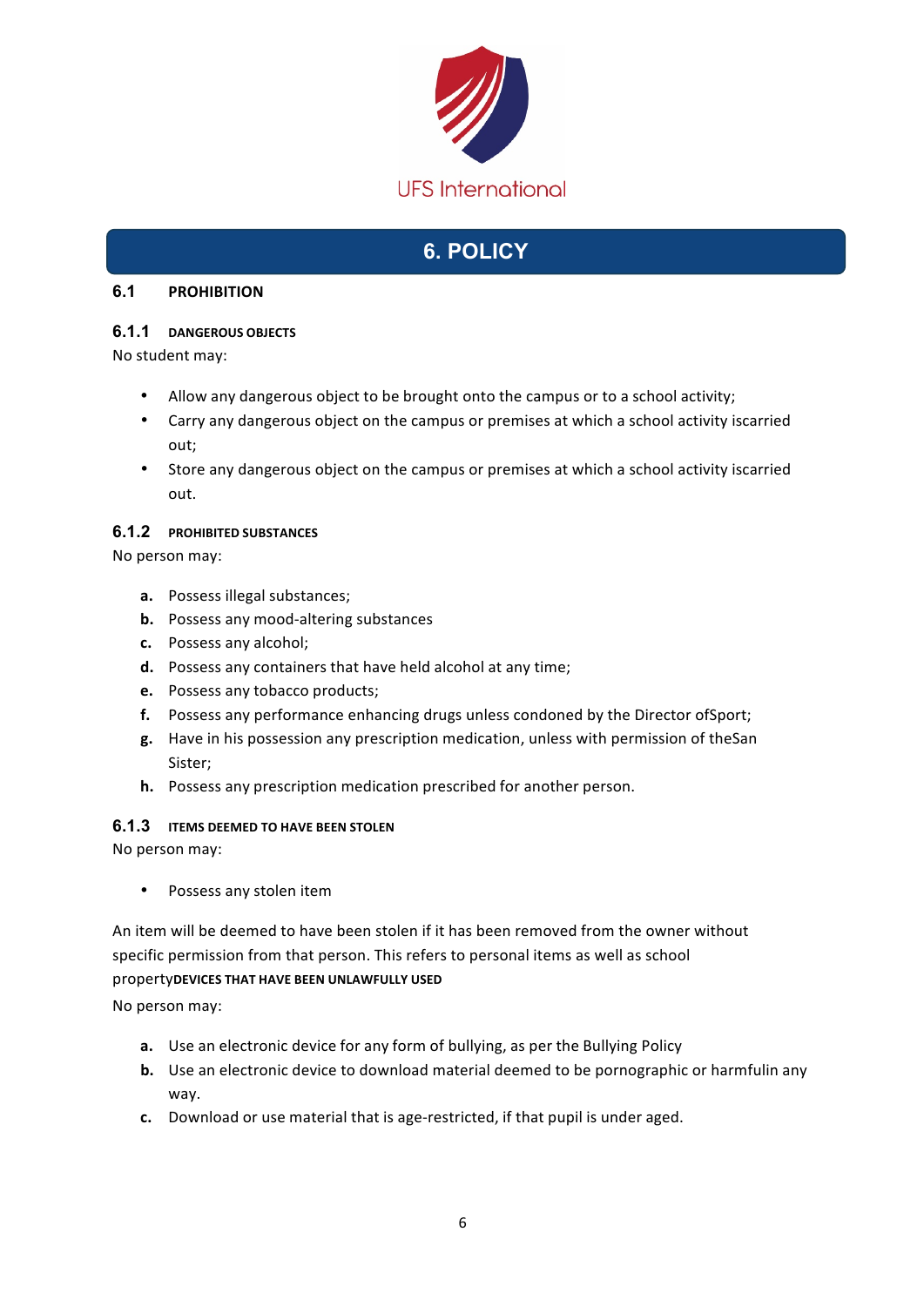UFS International

# 6. POLICY

## 6.1 PROHIBITION

### 6.1.1 DANGEROUS OBJECTS

No student may:

- Allow any dangerous object to be brought onto the campus or to a school activity;
- Carry any dangerous object on the campus or premises at which a school activity iscarried out;
- Store any dangerous object on the campus or premises at which a school activity iscarried out.

### 6.1.2 PROHIBITED SUBSTANCES

No person may:

- **a.** Possess illegal substances;
- **b.** Possess any mood-altering substances
- **c.** Possess any alcohol;
- **d.** Possess any containers that have held alcohol at any time;
- **e.** Possess any tobacco products;
- **f.** Possess any performance enhancing drugs unless condoned by the Director ofSport;
- **g.** Have in his possession any prescription medication, unless with permission of theSan Sister;
- **h.** Possess any prescription medication prescribed for another person.

### 6.1.3 ITEMS DEEMED TO HAVE BEEN STOLEN

No person may:

- Possess any stolen item

An item will be deemed to have been stolen if it has been removed from the owner without specific permission from that person. This refers to personal items as well as school property**DEVICES THAT HAVE BEEN UNLAWFULLY USED**

No person may:

- **a.** Use an electronic device for any form of bullying, as per the Bullying Policy
- **b.** Use an electronic device to download material deemed to be pornographic or harmfulin any way.
- **c.** Download or use material that is age-restricted, if that pupil is under aged.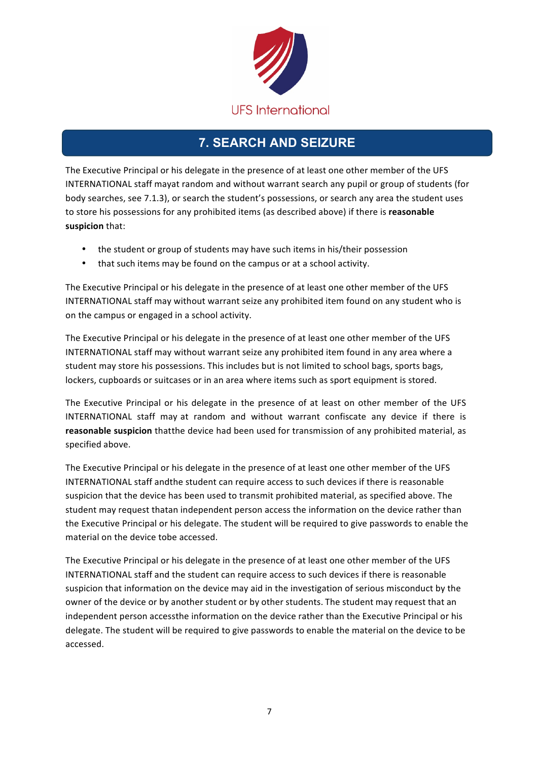UFS International

## 7. SEARCH AND SEIZURE

The Executive Principal or his delegate in the presence of at least one other member of the UFS INTERNATIONAL staff mayat random and without warrant search any pupil or group of students (for body searches, see 7.1.3), or search the student's possessions, or search any area the student uses to store his possessions for any prohibited items (as described above) if there is **reasonable suspicion** that:

- the student or group of students may have such items in his/their possession
- that such items may be found on the campus or at a school activity.

The Executive Principal or his delegate in the presence of at least one other member of the UFS INTERNATIONAL staff may without warrant seize any prohibited item found on any student who is on the campus or engaged in a school activity.

The Executive Principal or his delegate in the presence of at least one other member of the UFS INTERNATIONAL staff may without warrant seize any prohibited item found in any area where a student may store his possessions. This includes but is not limited to school bags, sports bags, lockers, cupboards or suitcases or in an area where items such as sport equipment is stored.

The Executive Principal or his delegate in the presence of at least on other member of the UFS INTERNATIONAL staff may at random and without warrant confiscate any device if there is **reasonable suspicion** thatthe device had been used for transmission of any prohibited material, as specified above.

The Executive Principal or his delegate in the presence of at least one other member of the UFS INTERNATIONAL staff andthe student can require access to such devices if there is reasonable suspicion that the device has been used to transmit prohibited material, as specified above. The student may request thatan independent person access the information on the device rather than the Executive Principal or his delegate. The student will be required to give passwords to enable the material on the device tobe accessed.

The Executive Principal or his delegate in the presence of at least one other member of the UFS INTERNATIONAL staff and the student can require access to such devices if there is reasonable suspicion that information on the device may aid in the investigation of serious misconduct by the owner of the device or by another student or by other students. The student may request that an independent person accessthe information on the device rather than the Executive Principal or his delegate. The student will be required to give passwords to enable the material on the device to be accessed.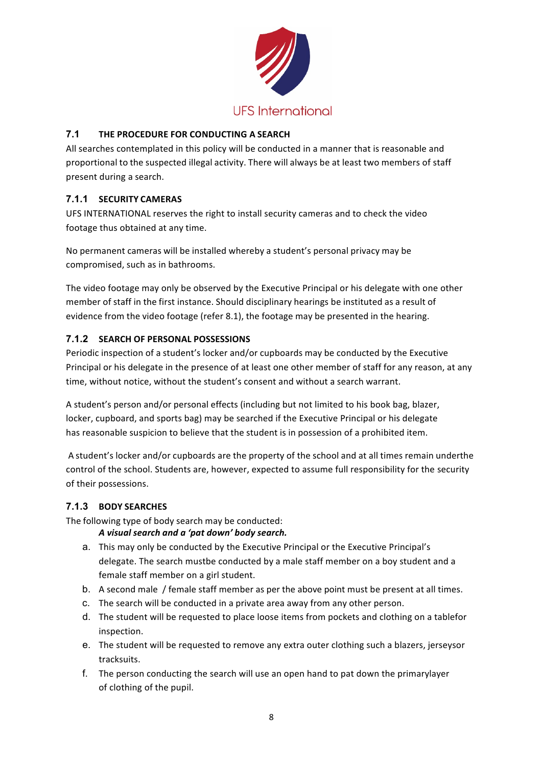UFS International

### 7.1 THE PROCEDURE FOR CONDUCTING A SEARCH

All searches contemplated in this policy will be conducted in a manner that is reasonable and proportional to the suspected illegal activity. There will always be at least two members of staff present during a search.

#### 7.1.1 SECURITY CAMERAS

UFS INTERNATIONAL reserves the right to install security cameras and to check the video footage thus obtained at any time.

No permanent cameras will be installed whereby a student's personal privacy may be compromised, such as in bathrooms.

The video footage may only be observed by the Executive Principal or his delegate with one other member of staff in the first instance. Should disciplinary hearings be instituted as a result of evidence from the video footage (refer 8.1), the footage may be presented in the hearing.

#### 7.1.2 SEARCH OF PERSONAL POSSESSIONS

Periodic inspection of a student's locker and/or cupboards may be conducted by the Executive Principal or his delegate in the presence of at least one other member of staff for any reason, at any time, without notice, without the student's consent and without a search warrant.

A student's person and/or personal effects (including but not limited to his book bag, blazer, locker, cupboard, and sports bag) may be searched if the Executive Principal or his delegate has reasonable suspicion to believe that the student is in possession of a prohibited item.

A student's locker and/or cupboards are the property of the school and at all times remain underthe control of the school. Students are, however, expected to assume full responsibility for the security of their possessions.

#### 7.1.3 BODY SEARCHES

The following type of body search may be conducted:

***A visual search and a 'pat down' body search.***

a. This may only be conducted by the Executive Principal or the Executive Principal's delegate. The search mustbe conducted by a male staff member on a boy student and a female staff member on a girl student.
b. A second male / female staff member as per the above point must be present at all times.
c. The search will be conducted in a private area away from any other person.
d. The student will be requested to place loose items from pockets and clothing on a tablefor inspection.
e. The student will be requested to remove any extra outer clothing such a blazers, jerseysor tracksuits.
f. The person conducting the search will use an open hand to pat down the primarylayer of clothing of the pupil.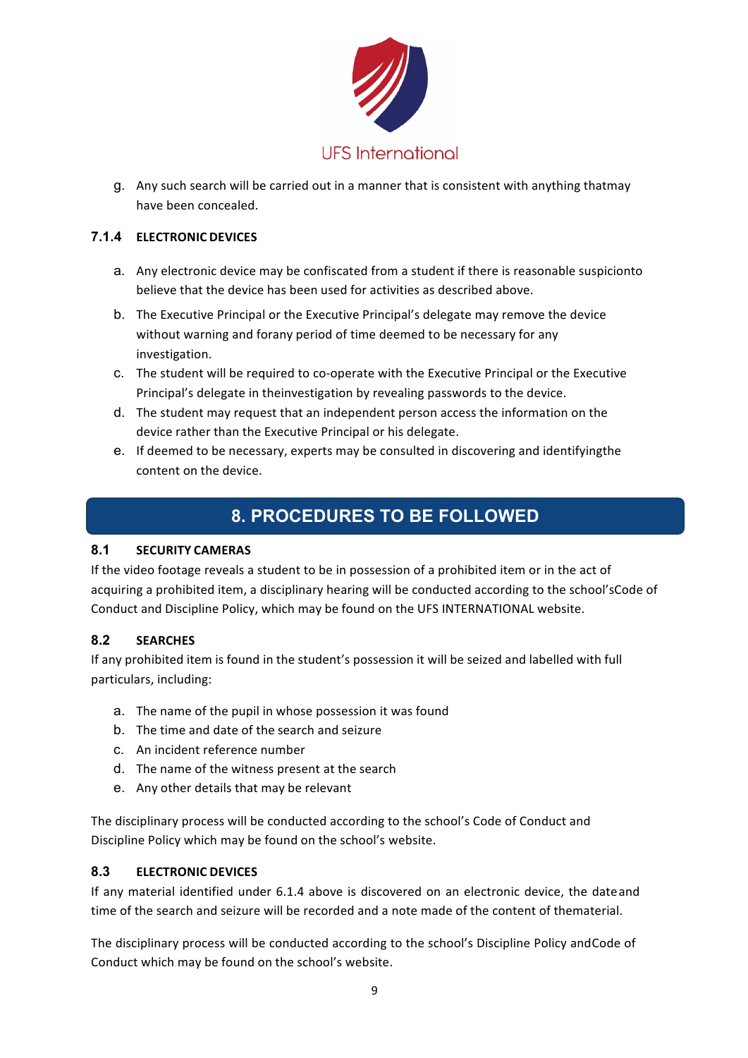g. Any such search will be carried out in a manner that is consistent with anything thatmay have been concealed.

### 7.1.4 ELECTRONIC DEVICES

a. Any electronic device may be confiscated from a student if there is reasonable suspicionto believe that the device has been used for activities as described above.
b. The Executive Principal or the Executive Principal's delegate may remove the device without warning and forany period of time deemed to be necessary for any investigation.
c. The student will be required to co-operate with the Executive Principal or the Executive Principal's delegate in theinvestigation by revealing passwords to the device.
d. The student may request that an independent person access the information on the device rather than the Executive Principal or his delegate.
e. If deemed to be necessary, experts may be consulted in discovering and identifyingthe content on the device.

## 8. PROCEDURES TO BE FOLLOWED

### 8.1 SECURITY CAMERAS

If the video footage reveals a student to be in possession of a prohibited item or in the act of acquiring a prohibited item, a disciplinary hearing will be conducted according to the school'sCode of Conduct and Discipline Policy, which may be found on the UFS INTERNATIONAL website.

### 8.2 SEARCHES

If any prohibited item is found in the student's possession it will be seized and labelled with full particulars, including:

a. The name of the pupil in whose possession it was found
b. The time and date of the search and seizure
c. An incident reference number
d. The name of the witness present at the search
e. Any other details that may be relevant

The disciplinary process will be conducted according to the school's Code of Conduct and Discipline Policy which may be found on the school's website.

### 8.3 ELECTRONIC DEVICES

If any material identified under 6.1.4 above is discovered on an electronic device, the dateand time of the search and seizure will be recorded and a note made of the content of thematerial.

The disciplinary process will be conducted according to the school's Discipline Policy andCode of Conduct which may be found on the school's website.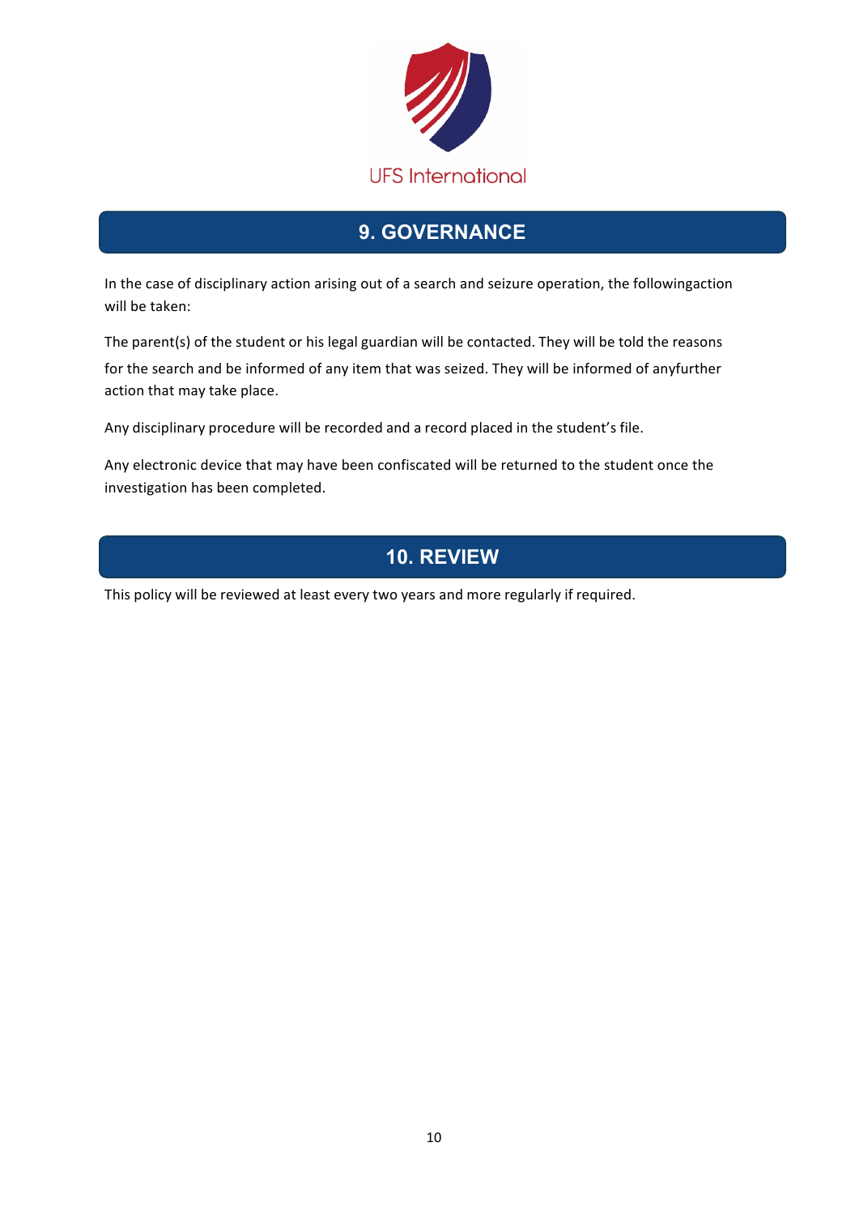UFS International

## 9. GOVERNANCE

In the case of disciplinary action arising out of a search and seizure operation, the followingaction will be taken:

The parent(s) of the student or his legal guardian will be contacted. They will be told the reasons for the search and be informed of any item that was seized. They will be informed of anyfurther action that may take place.

Any disciplinary procedure will be recorded and a record placed in the student's file.

Any electronic device that may have been confiscated will be returned to the student once the investigation has been completed.

## 10. REVIEW

This policy will be reviewed at least every two years and more regularly if required.